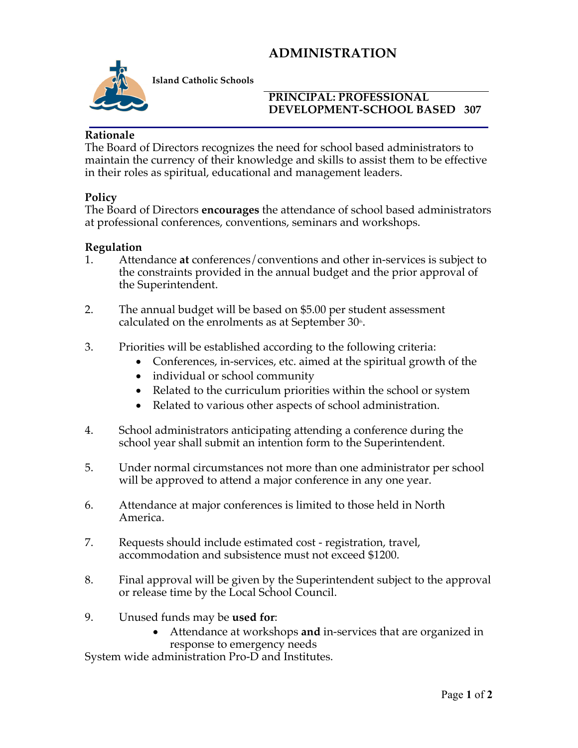# ADMINISTRATION

**Island Catholic Schools**

## PRINCIPAL: PROFESSIONAL DEVELOPMENT-SCHOOL BASED 307

**Rationale**
The Board of Directors recognizes the need for school based administrators to maintain the currency of their knowledge and skills to assist them to be effective in their roles as spiritual, educational and management leaders.

**Policy**
The Board of Directors **encourages** the attendance of school based administrators at professional conferences, conventions, seminars and workshops.

**Regulation**

1. Attendance **at** conferences/conventions and other in-services is subject to the constraints provided in the annual budget and the prior approval of the Superintendent.

2. The annual budget will be based on $5.00 per student assessment calculated on the enrolments as at September 30th.

3. Priorities will be established according to the following criteria:
   - Conferences, in-services, etc. aimed at the spiritual growth of the
   - individual or school community
   - Related to the curriculum priorities within the school or system
   - Related to various other aspects of school administration.

4. School administrators anticipating attending a conference during the school year shall submit an intention form to the Superintendent.

5. Under normal circumstances not more than one administrator per school will be approved to attend a major conference in any one year.

6. Attendance at major conferences is limited to those held in North America.

7. Requests should include estimated cost - registration, travel, accommodation and subsistence must not exceed $1200.

8. Final approval will be given by the Superintendent subject to the approval or release time by the Local School Council.

9. Unused funds may be **used for**:
   - Attendance at workshops **and** in-services that are organized in response to emergency needs

System wide administration Pro-D and Institutes.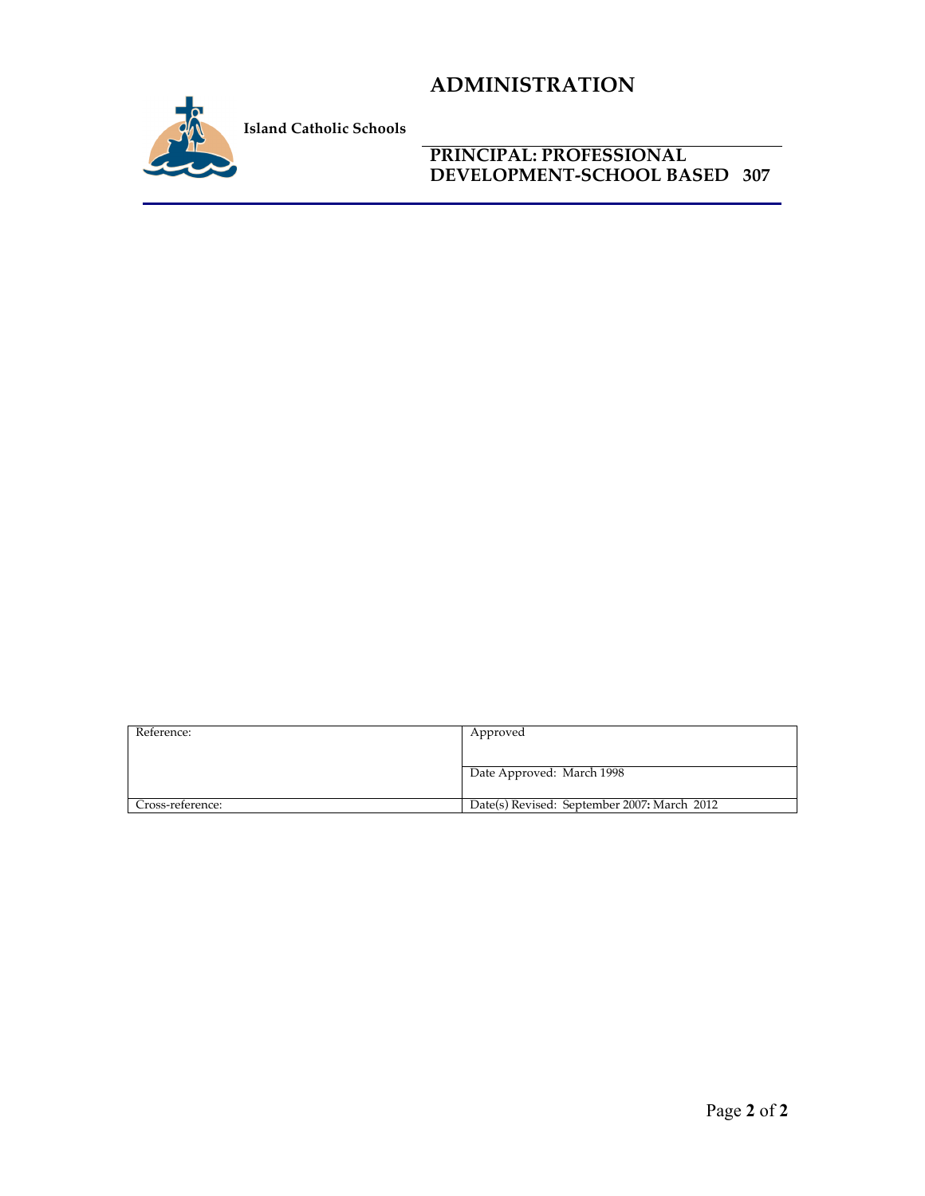# ADMINISTRATION

**Island Catholic Schools**

## PRINCIPAL: PROFESSIONAL DEVELOPMENT-SCHOOL BASED 307

| | |
|---|---|
| Reference: | Approved |
| | Date Approved: March 1998 |
| Cross-reference: | Date(s) Revised: September 2007: March 2012 |